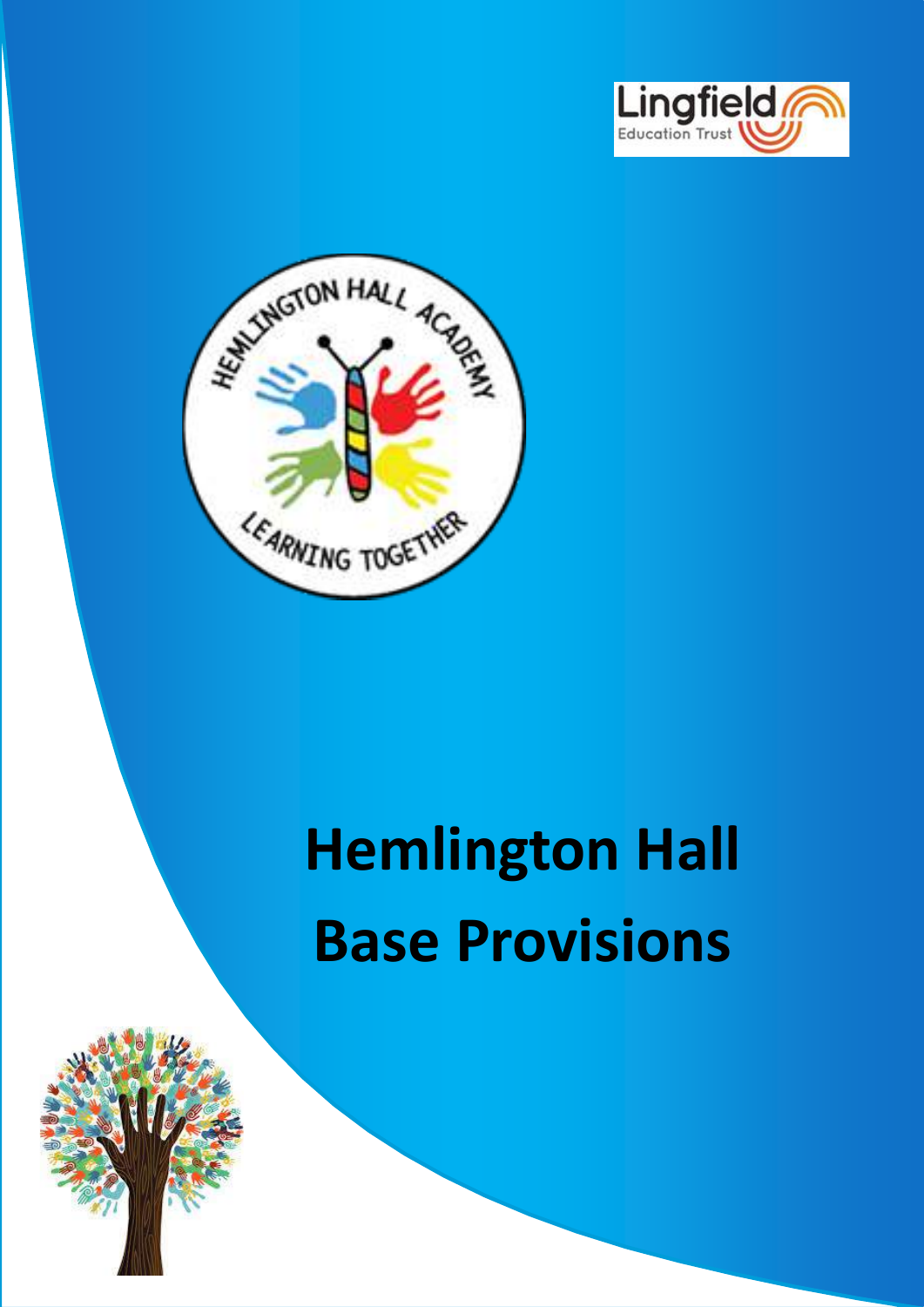# Hemlington Hall Base Provisions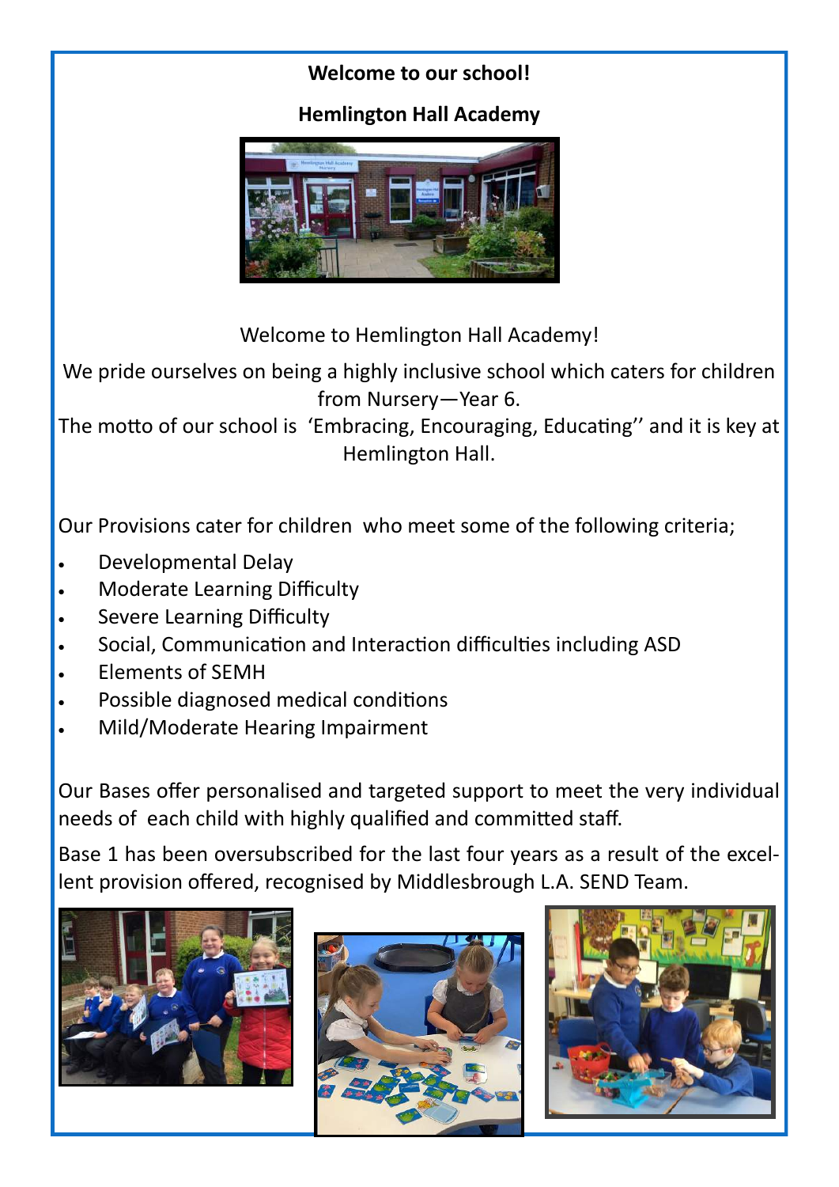**Welcome to our school!**

**Hemlington Hall Academy**

Welcome to Hemlington Hall Academy!

We pride ourselves on being a highly inclusive school which caters for children from Nursery—Year 6.

The motto of our school is 'Embracing, Encouraging, Educating'' and it is key at Hemlington Hall.

Our Provisions cater for children who meet some of the following criteria;

- Developmental Delay
- Moderate Learning Difficulty
- Severe Learning Difficulty
- Social, Communication and Interaction difficulties including ASD
- Elements of SEMH
- Possible diagnosed medical conditions
- Mild/Moderate Hearing Impairment

Our Bases offer personalised and targeted support to meet the very individual needs of each child with highly qualified and committed staff.

Base 1 has been oversubscribed for the last four years as a result of the excellent provision offered, recognised by Middlesbrough L.A. SEND Team.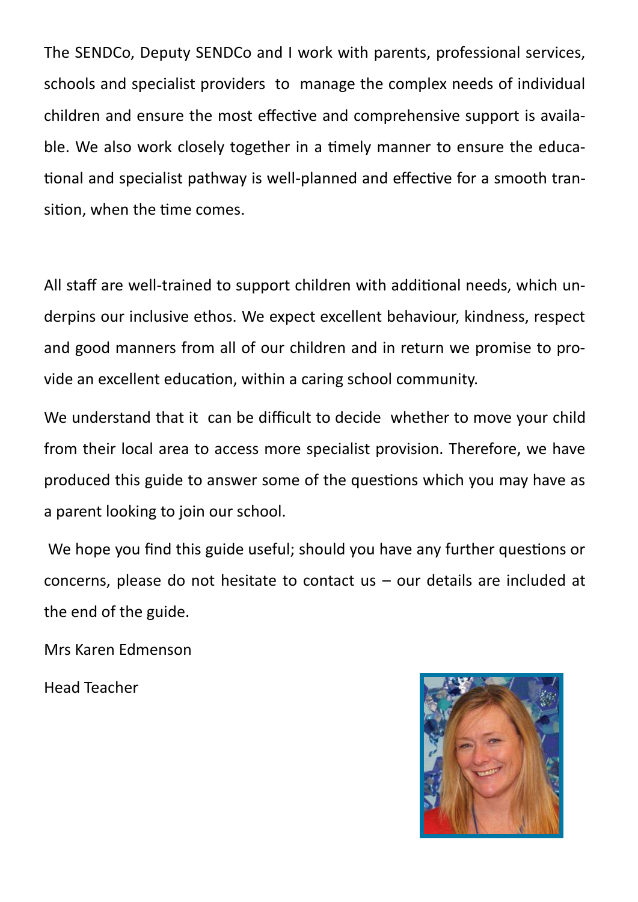The SENDCo, Deputy SENDCo and I work with parents, professional services, schools and specialist providers to manage the complex needs of individual children and ensure the most effective and comprehensive support is available. We also work closely together in a timely manner to ensure the educational and specialist pathway is well-planned and effective for a smooth transition, when the time comes.

All staff are well-trained to support children with additional needs, which underpins our inclusive ethos. We expect excellent behaviour, kindness, respect and good manners from all of our children and in return we promise to provide an excellent education, within a caring school community.

We understand that it can be difficult to decide whether to move your child from their local area to access more specialist provision. Therefore, we have produced this guide to answer some of the questions which you may have as a parent looking to join our school.

We hope you find this guide useful; should you have any further questions or concerns, please do not hesitate to contact us – our details are included at the end of the guide.

Mrs Karen Edmenson

Head Teacher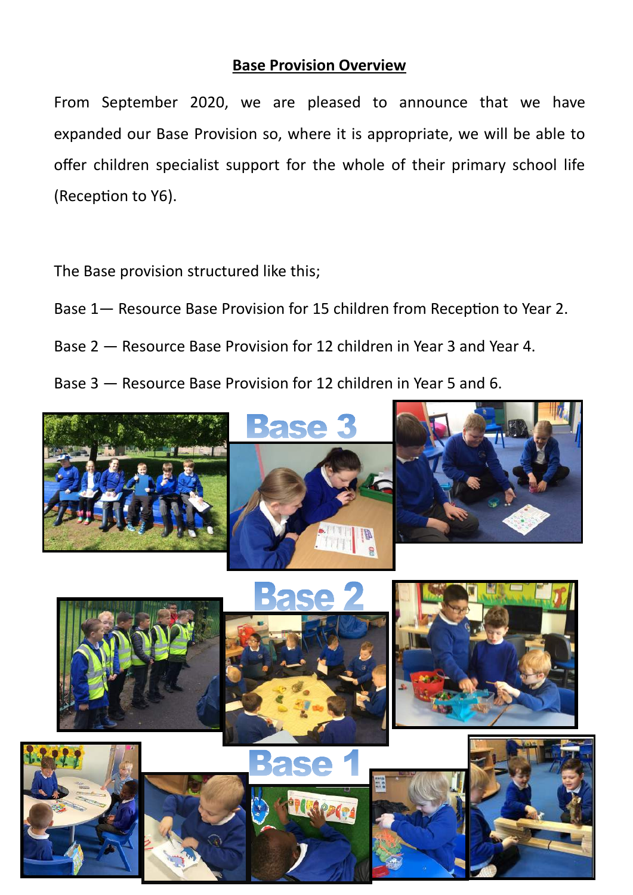# Base Provision Overview

From September 2020, we are pleased to announce that we have expanded our Base Provision so, where it is appropriate, we will be able to offer children specialist support for the whole of their primary school life (Reception to Y6).

The Base provision structured like this;

Base 1— Resource Base Provision for 15 children from Reception to Year 2.

Base 2 — Resource Base Provision for 12 children in Year 3 and Year 4.

Base 3 — Resource Base Provision for 12 children in Year 5 and 6.

Base 3

Base 2

Base 1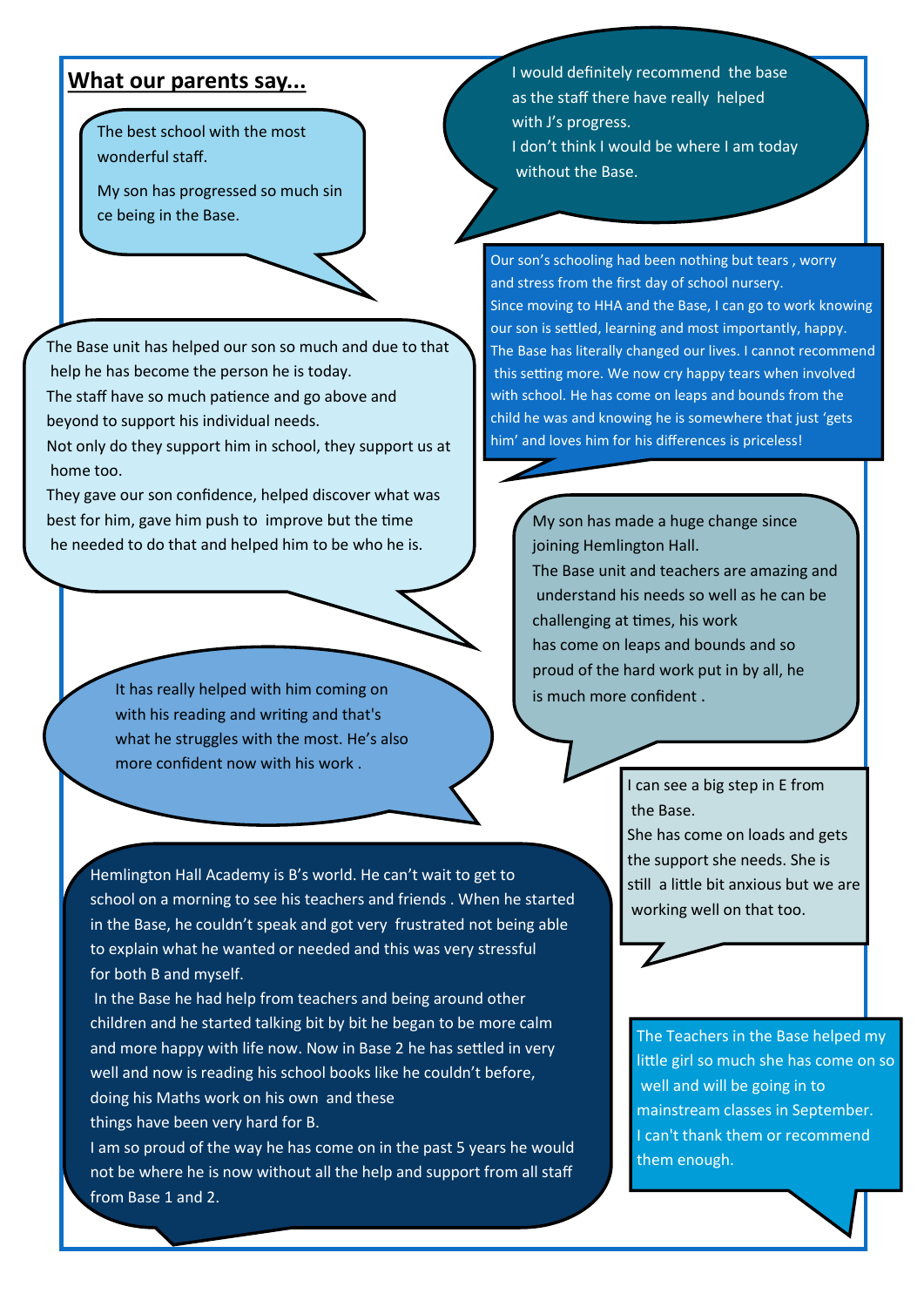## What our parents say...

The best school with the most wonderful staff.

My son has progressed so much sin ce being in the Base.

I would definitely recommend the base as the staff there have really helped with J's progress.
I don't think I would be where I am today without the Base.

Our son's schooling had been nothing but tears , worry and stress from the first day of school nursery.
Since moving to HHA and the Base, I can go to work knowing our son is settled, learning and most importantly, happy.
The Base has literally changed our lives. I cannot recommend this setting more. We now cry happy tears when involved with school. He has come on leaps and bounds from the child he was and knowing he is somewhere that just 'gets him' and loves him for his differences is priceless!

The Base unit has helped our son so much and due to that help he has become the person he is today.
The staff have so much patience and go above and beyond to support his individual needs.
Not only do they support him in school, they support us at home too.
They gave our son confidence, helped discover what was best for him, gave him push to improve but the time he needed to do that and helped him to be who he is.

My son has made a huge change since joining Hemlington Hall.
The Base unit and teachers are amazing and understand his needs so well as he can be challenging at times, his work has come on leaps and bounds and so proud of the hard work put in by all, he is much more confident .

It has really helped with him coming on with his reading and writing and that's what he struggles with the most. He's also more confident now with his work .

I can see a big step in E from the Base.
She has come on loads and gets the support she needs. She is still a little bit anxious but we are working well on that too.

Hemlington Hall Academy is B's world. He can't wait to get to school on a morning to see his teachers and friends . When he started in the Base, he couldn't speak and got very frustrated not being able to explain what he wanted or needed and this was very stressful for both B and myself.
In the Base he had help from teachers and being around other children and he started talking bit by bit he began to be more calm and more happy with life now. Now in Base 2 he has settled in very well and now is reading his school books like he couldn't before, doing his Maths work on his own and these things have been very hard for B.
I am so proud of the way he has come on in the past 5 years he would not be where he is now without all the help and support from all staff from Base 1 and 2.

The Teachers in the Base helped my little girl so much she has come on so well and will be going in to mainstream classes in September.
I can't thank them or recommend them enough.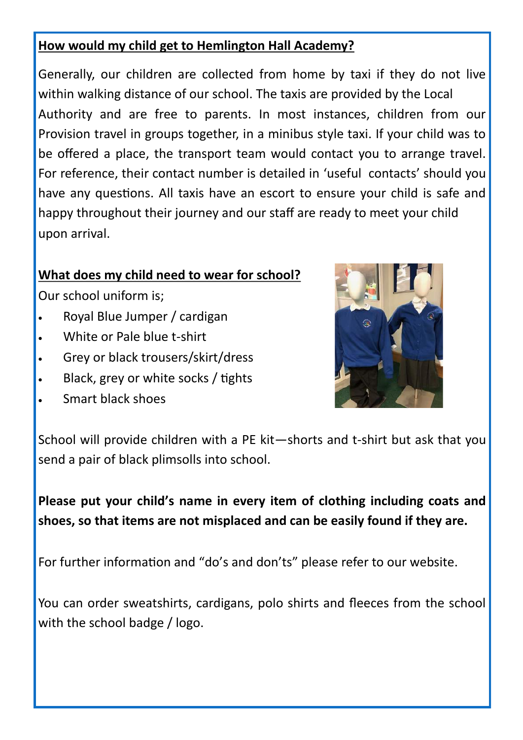## How would my child get to Hemlington Hall Academy?

Generally, our children are collected from home by taxi if they do not live within walking distance of our school. The taxis are provided by the Local Authority and are free to parents. In most instances, children from our Provision travel in groups together, in a minibus style taxi. If your child was to be offered a place, the transport team would contact you to arrange travel. For reference, their contact number is detailed in 'useful contacts' should you have any questions. All taxis have an escort to ensure your child is safe and happy throughout their journey and our staff are ready to meet your child upon arrival.

## What does my child need to wear for school?

Our school uniform is;

- Royal Blue Jumper / cardigan
- White or Pale blue t-shirt
- Grey or black trousers/skirt/dress
- Black, grey or white socks / tights
- Smart black shoes

School will provide children with a PE kit—shorts and t-shirt but ask that you send a pair of black plimsolls into school.

**Please put your child's name in every item of clothing including coats and shoes, so that items are not misplaced and can be easily found if they are.**

For further information and "do's and don'ts" please refer to our website.

You can order sweatshirts, cardigans, polo shirts and fleeces from the school with the school badge / logo.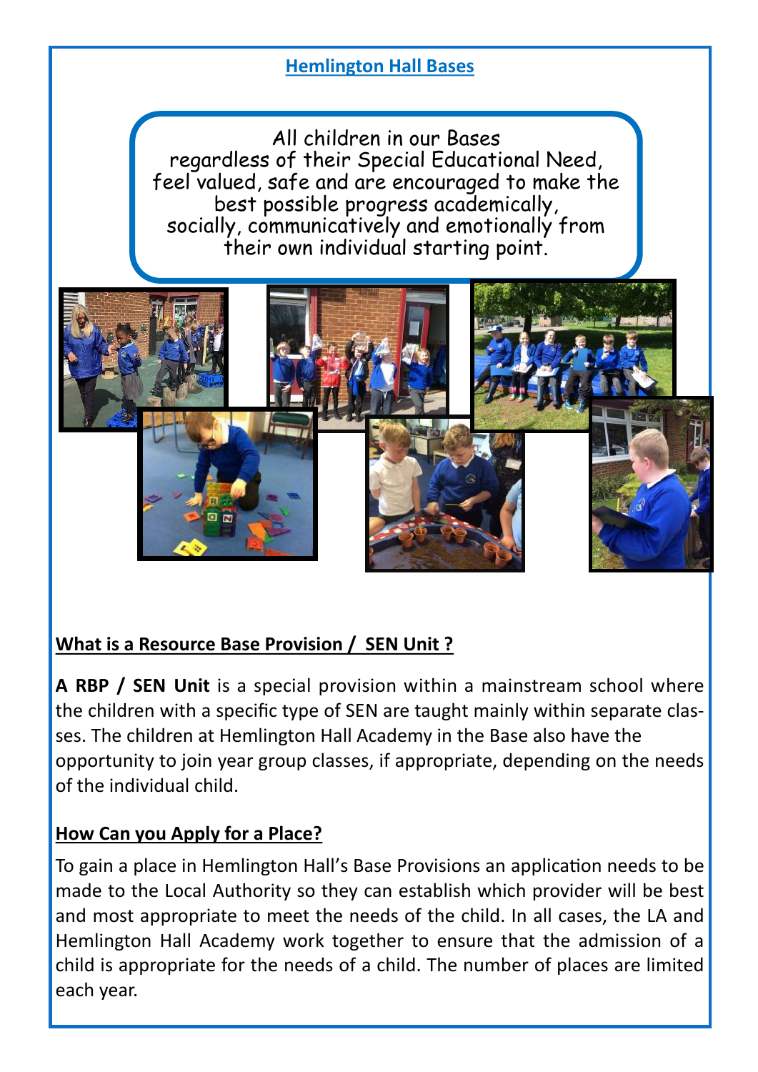## Hemlington Hall Bases

All children in our Bases regardless of their Special Educational Need, feel valued, safe and are encouraged to make the best possible progress academically, socially, communicatively and emotionally from their own individual starting point.

### What is a Resource Base Provision / SEN Unit ?

**A RBP / SEN Unit** is a special provision within a mainstream school where the children with a specific type of SEN are taught mainly within separate classes. The children at Hemlington Hall Academy in the Base also have the opportunity to join year group classes, if appropriate, depending on the needs of the individual child.

### How Can you Apply for a Place?

To gain a place in Hemlington Hall's Base Provisions an application needs to be made to the Local Authority so they can establish which provider will be best and most appropriate to meet the needs of the child. In all cases, the LA and Hemlington Hall Academy work together to ensure that the admission of a child is appropriate for the needs of a child. The number of places are limited each year.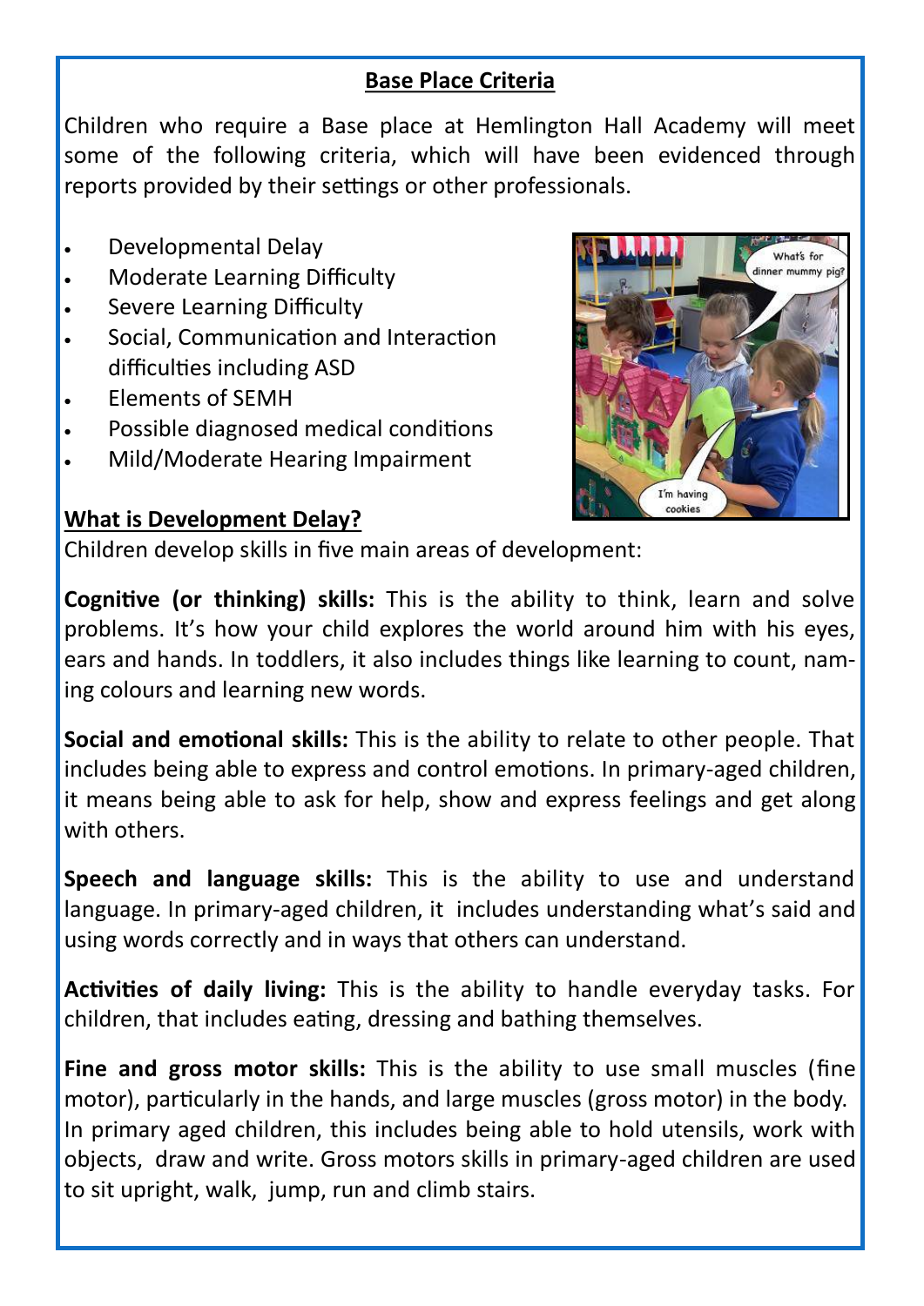## Base Place Criteria

Children who require a Base place at Hemlington Hall Academy will meet some of the following criteria, which will have been evidenced through reports provided by their settings or other professionals.

- Developmental Delay
- Moderate Learning Difficulty
- Severe Learning Difficulty
- Social, Communication and Interaction difficulties including ASD
- Elements of SEMH
- Possible diagnosed medical conditions
- Mild/Moderate Hearing Impairment

## What is Development Delay?

Children develop skills in five main areas of development:

**Cognitive (or thinking) skills:** This is the ability to think, learn and solve problems. It's how your child explores the world around him with his eyes, ears and hands. In toddlers, it also includes things like learning to count, naming colours and learning new words.

**Social and emotional skills:** This is the ability to relate to other people. That includes being able to express and control emotions. In primary-aged children, it means being able to ask for help, show and express feelings and get along with others.

**Speech and language skills:** This is the ability to use and understand language. In primary-aged children, it includes understanding what's said and using words correctly and in ways that others can understand.

**Activities of daily living:** This is the ability to handle everyday tasks. For children, that includes eating, dressing and bathing themselves.

**Fine and gross motor skills:** This is the ability to use small muscles (fine motor), particularly in the hands, and large muscles (gross motor) in the body. In primary aged children, this includes being able to hold utensils, work with objects, draw and write. Gross motors skills in primary-aged children are used to sit upright, walk, jump, run and climb stairs.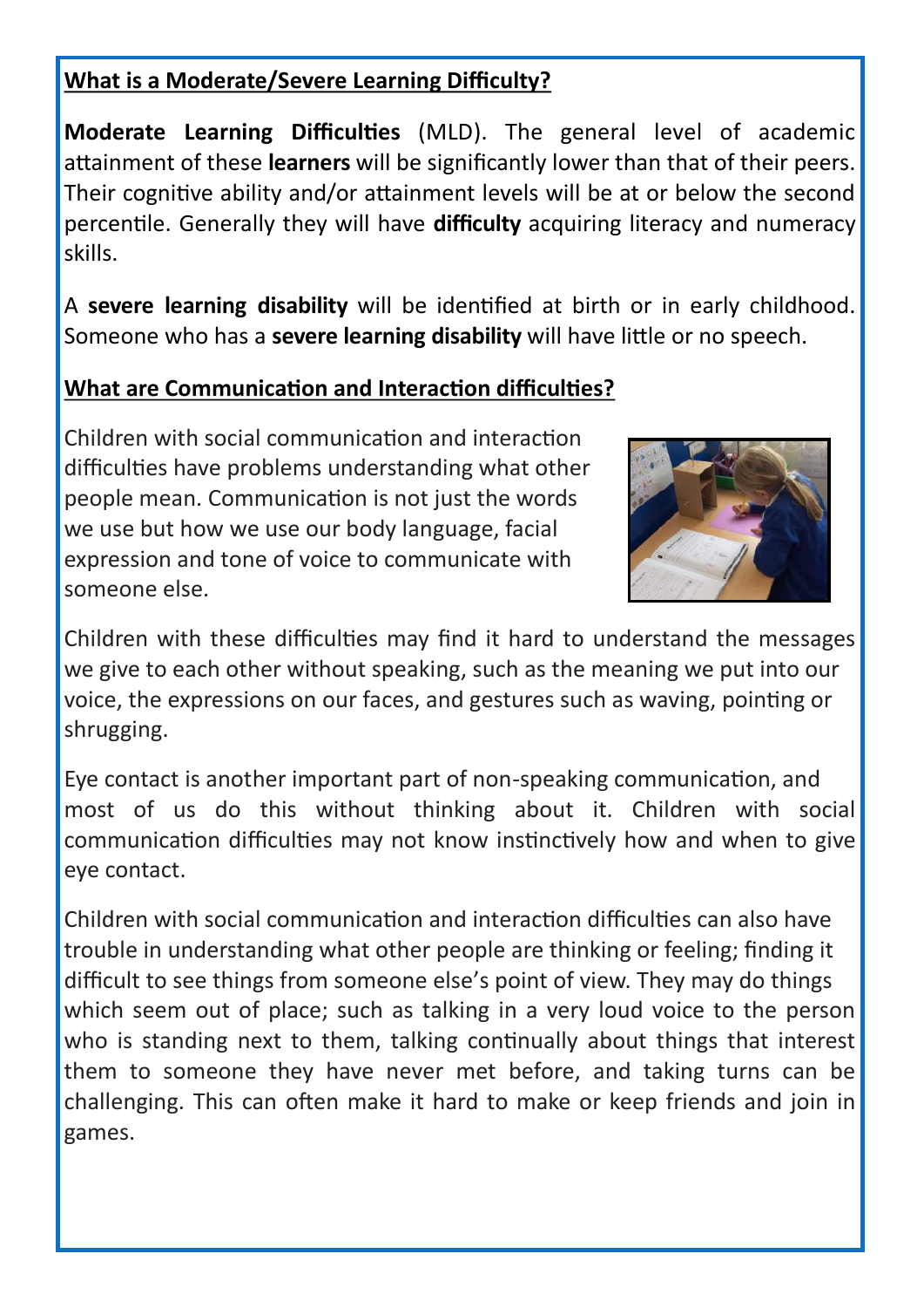## **What is a Moderate/Severe Learning Difficulty?**

**Moderate Learning Difficulties** (MLD). The general level of academic attainment of these **learners** will be significantly lower than that of their peers. Their cognitive ability and/or attainment levels will be at or below the second percentile. Generally they will have **difficulty** acquiring literacy and numeracy skills.

A **severe learning disability** will be identified at birth or in early childhood. Someone who has a **severe learning disability** will have little or no speech.

## **What are Communication and Interaction difficulties?**

Children with social communication and interaction difficulties have problems understanding what other people mean. Communication is not just the words we use but how we use our body language, facial expression and tone of voice to communicate with someone else.

Children with these difficulties may find it hard to understand the messages we give to each other without speaking, such as the meaning we put into our voice, the expressions on our faces, and gestures such as waving, pointing or shrugging.

Eye contact is another important part of non-speaking communication, and most of us do this without thinking about it. Children with social communication difficulties may not know instinctively how and when to give eye contact.

Children with social communication and interaction difficulties can also have trouble in understanding what other people are thinking or feeling; finding it difficult to see things from someone else's point of view. They may do things which seem out of place; such as talking in a very loud voice to the person who is standing next to them, talking continually about things that interest them to someone they have never met before, and taking turns can be challenging. This can often make it hard to make or keep friends and join in games.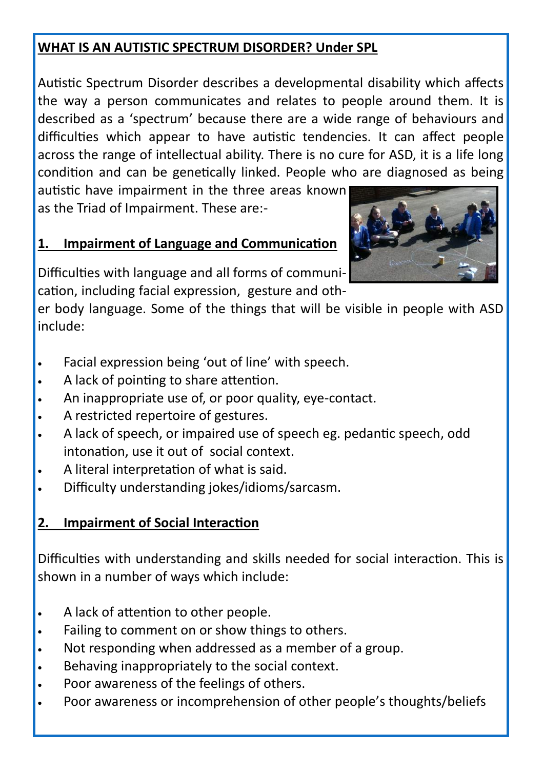## WHAT IS AN AUTISTIC SPECTRUM DISORDER? Under SPL

Autistic Spectrum Disorder describes a developmental disability which affects the way a person communicates and relates to people around them. It is described as a 'spectrum' because there are a wide range of behaviours and difficulties which appear to have autistic tendencies. It can affect people across the range of intellectual ability. There is no cure for ASD, it is a life long condition and can be genetically linked. People who are diagnosed as being autistic have impairment in the three areas known as the Triad of Impairment. These are:-

### 1. Impairment of Language and Communication

Difficulties with language and all forms of communication, including facial expression, gesture and other body language. Some of the things that will be visible in people with ASD include:

- Facial expression being 'out of line' with speech.
- A lack of pointing to share attention.
- An inappropriate use of, or poor quality, eye-contact.
- A restricted repertoire of gestures.
- A lack of speech, or impaired use of speech eg. pedantic speech, odd intonation, use it out of social context.
- A literal interpretation of what is said.
- Difficulty understanding jokes/idioms/sarcasm.

### 2. Impairment of Social Interaction

Difficulties with understanding and skills needed for social interaction. This is shown in a number of ways which include:

- A lack of attention to other people.
- Failing to comment on or show things to others.
- Not responding when addressed as a member of a group.
- Behaving inappropriately to the social context.
- Poor awareness of the feelings of others.
- Poor awareness or incomprehension of other people's thoughts/beliefs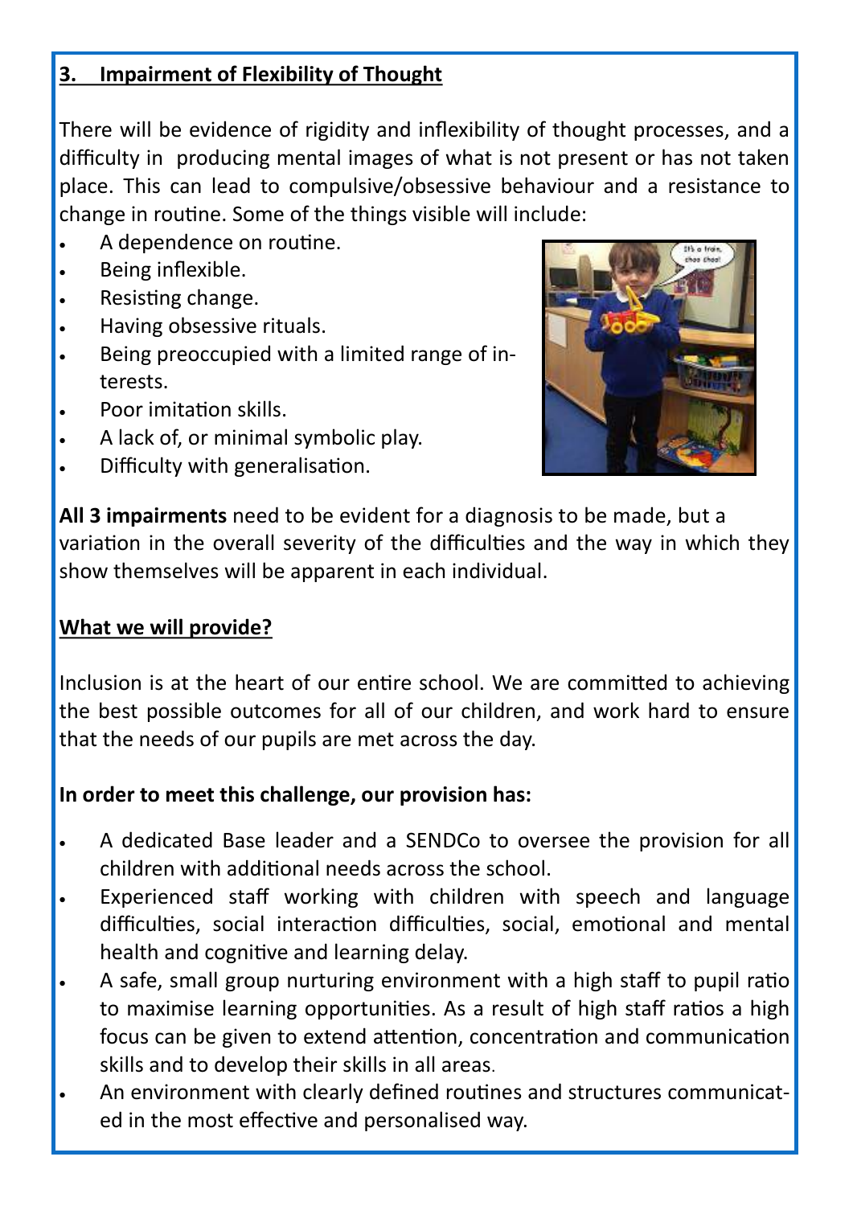### 3. Impairment of Flexibility of Thought

There will be evidence of rigidity and inflexibility of thought processes, and a difficulty in producing mental images of what is not present or has not taken place. This can lead to compulsive/obsessive behaviour and a resistance to change in routine. Some of the things visible will include:

- A dependence on routine.
- Being inflexible.
- Resisting change.
- Having obsessive rituals.
- Being preoccupied with a limited range of interests.
- Poor imitation skills.
- A lack of, or minimal symbolic play.
- Difficulty with generalisation.

**All 3 impairments** need to be evident for a diagnosis to be made, but a variation in the overall severity of the difficulties and the way in which they show themselves will be apparent in each individual.

### What we will provide?

Inclusion is at the heart of our entire school. We are committed to achieving the best possible outcomes for all of our children, and work hard to ensure that the needs of our pupils are met across the day.

**In order to meet this challenge, our provision has:**

- A dedicated Base leader and a SENDCo to oversee the provision for all children with additional needs across the school.
- Experienced staff working with children with speech and language difficulties, social interaction difficulties, social, emotional and mental health and cognitive and learning delay.
- A safe, small group nurturing environment with a high staff to pupil ratio to maximise learning opportunities. As a result of high staff ratios a high focus can be given to extend attention, concentration and communication skills and to develop their skills in all areas.
- An environment with clearly defined routines and structures communicated in the most effective and personalised way.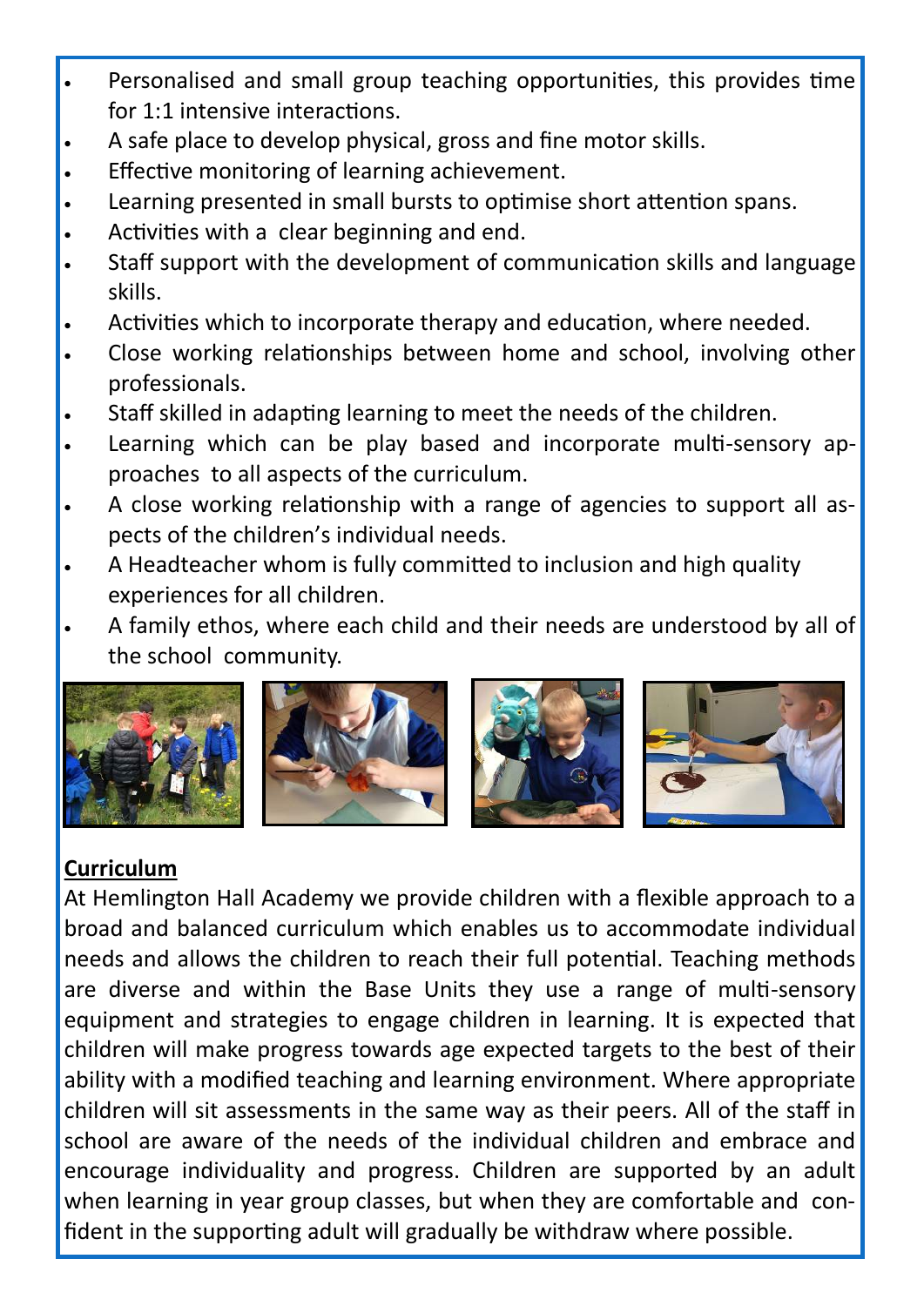- Personalised and small group teaching opportunities, this provides time for 1:1 intensive interactions.
- A safe place to develop physical, gross and fine motor skills.
- Effective monitoring of learning achievement.
- Learning presented in small bursts to optimise short attention spans.
- Activities with a clear beginning and end.
- Staff support with the development of communication skills and language skills.
- Activities which to incorporate therapy and education, where needed.
- Close working relationships between home and school, involving other professionals.
- Staff skilled in adapting learning to meet the needs of the children.
- Learning which can be play based and incorporate multi-sensory approaches to all aspects of the curriculum.
- A close working relationship with a range of agencies to support all aspects of the children's individual needs.
- A Headteacher whom is fully committed to inclusion and high quality experiences for all children.
- A family ethos, where each child and their needs are understood by all of the school community.

**Curriculum**

At Hemlington Hall Academy we provide children with a flexible approach to a broad and balanced curriculum which enables us to accommodate individual needs and allows the children to reach their full potential. Teaching methods are diverse and within the Base Units they use a range of multi-sensory equipment and strategies to engage children in learning. It is expected that children will make progress towards age expected targets to the best of their ability with a modified teaching and learning environment. Where appropriate children will sit assessments in the same way as their peers. All of the staff in school are aware of the needs of the individual children and embrace and encourage individuality and progress. Children are supported by an adult when learning in year group classes, but when they are comfortable and confident in the supporting adult will gradually be withdraw where possible.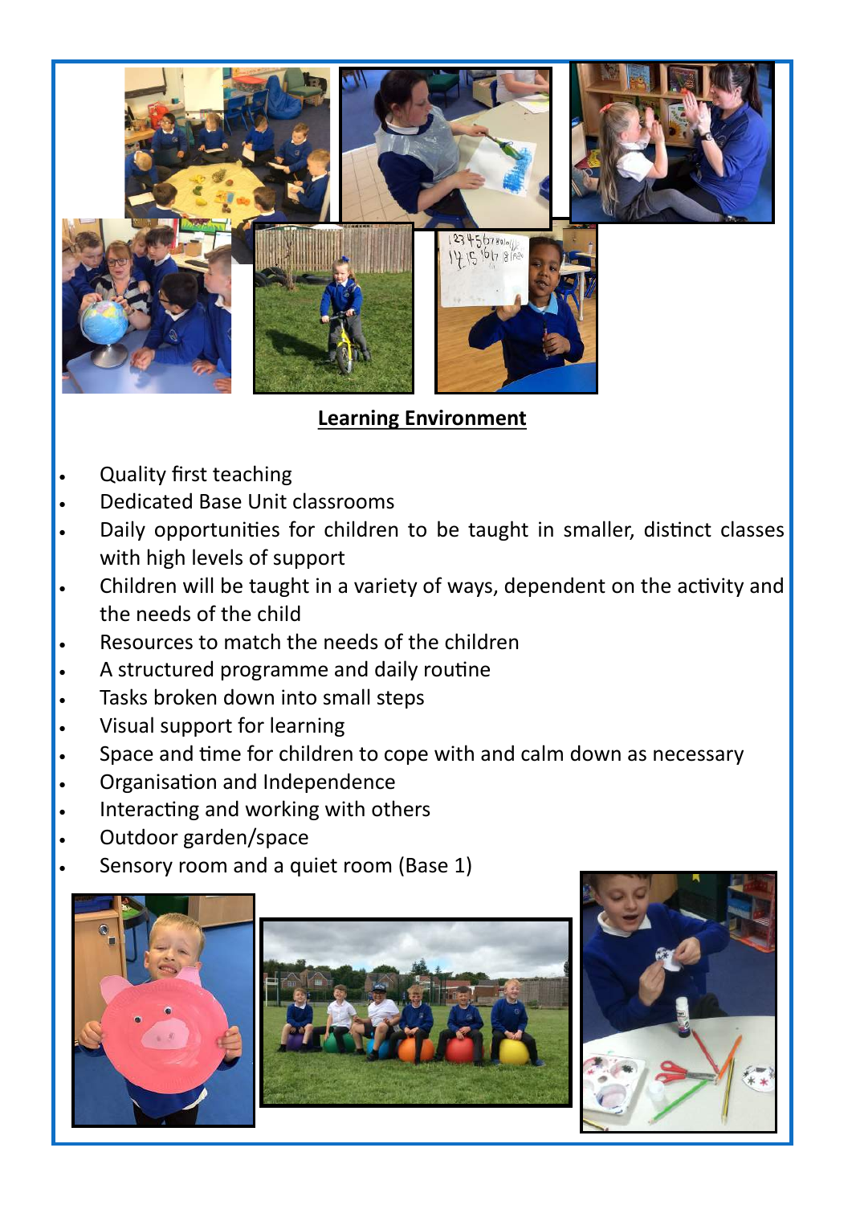## Learning Environment

- Quality first teaching
- Dedicated Base Unit classrooms
- Daily opportunities for children to be taught in smaller, distinct classes with high levels of support
- Children will be taught in a variety of ways, dependent on the activity and the needs of the child
- Resources to match the needs of the children
- A structured programme and daily routine
- Tasks broken down into small steps
- Visual support for learning
- Space and time for children to cope with and calm down as necessary
- Organisation and Independence
- Interacting and working with others
- Outdoor garden/space
- Sensory room and a quiet room (Base 1)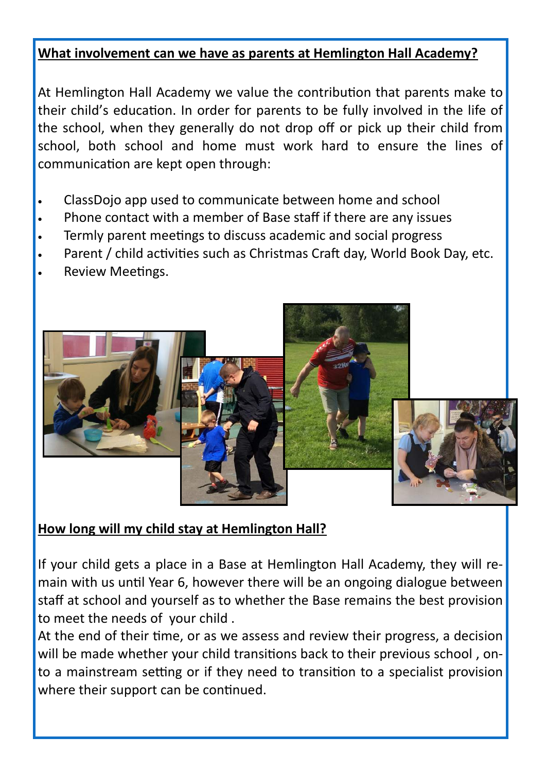## What involvement can we have as parents at Hemlington Hall Academy?

At Hemlington Hall Academy we value the contribution that parents make to their child's education. In order for parents to be fully involved in the life of the school, when they generally do not drop off or pick up their child from school, both school and home must work hard to ensure the lines of communication are kept open through:

- ClassDojo app used to communicate between home and school
- Phone contact with a member of Base staff if there are any issues
- Termly parent meetings to discuss academic and social progress
- Parent / child activities such as Christmas Craft day, World Book Day, etc.
- Review Meetings.

## How long will my child stay at Hemlington Hall?

If your child gets a place in a Base at Hemlington Hall Academy, they will remain with us until Year 6, however there will be an ongoing dialogue between staff at school and yourself as to whether the Base remains the best provision to meet the needs of your child .

At the end of their time, or as we assess and review their progress, a decision will be made whether your child transitions back to their previous school , onto a mainstream setting or if they need to transition to a specialist provision where their support can be continued.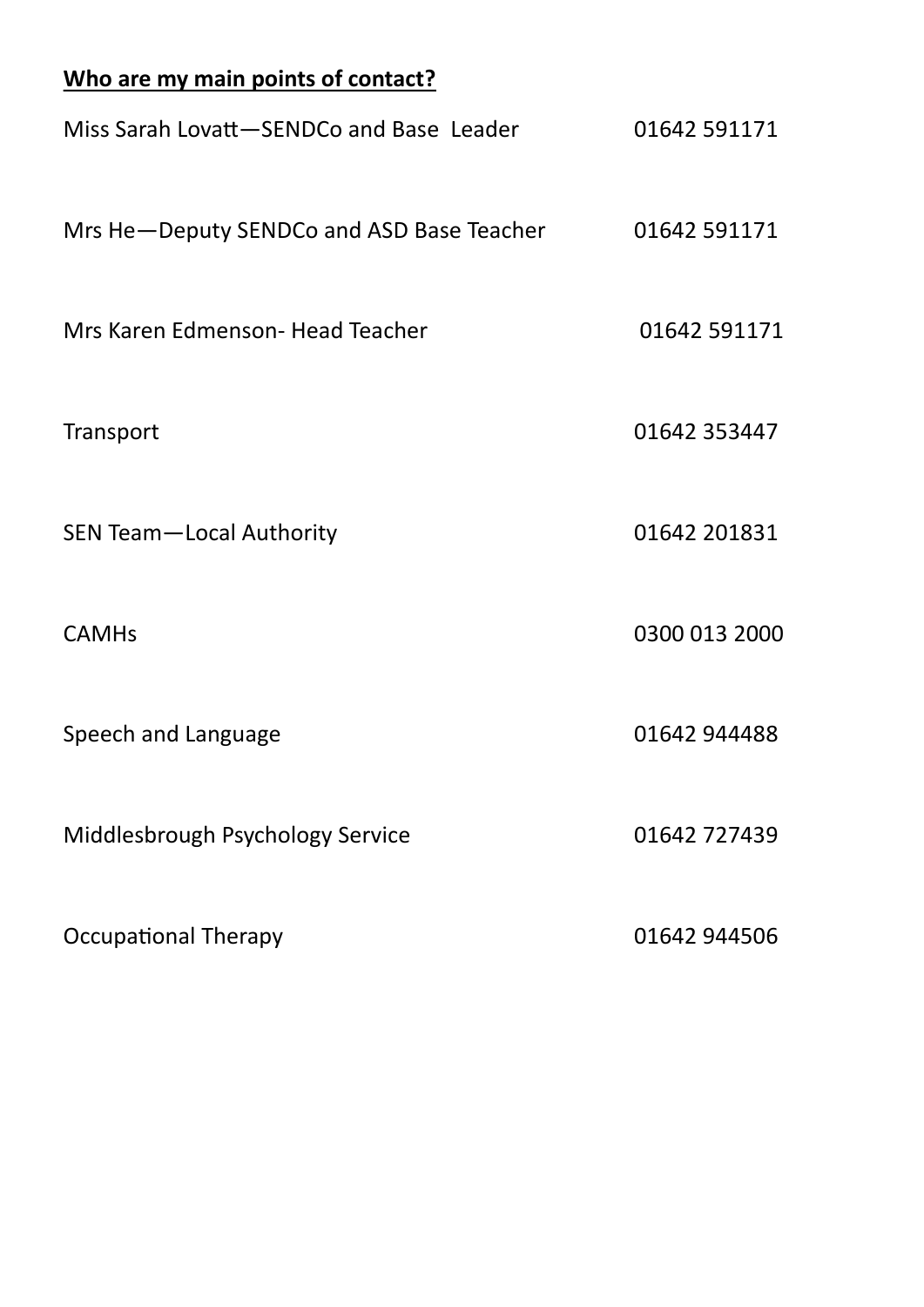**Who are my main points of contact?**

| | |
|---|---|
| Miss Sarah Lovatt—SENDCo and Base Leader | 01642 591171 |
| Mrs He—Deputy SENDCo and ASD Base Teacher | 01642 591171 |
| Mrs Karen Edmenson- Head Teacher | 01642 591171 |
| Transport | 01642 353447 |
| SEN Team—Local Authority | 01642 201831 |
| CAMHs | 0300 013 2000 |
| Speech and Language | 01642 944488 |
| Middlesbrough Psychology Service | 01642 727439 |
| Occupational Therapy | 01642 944506 |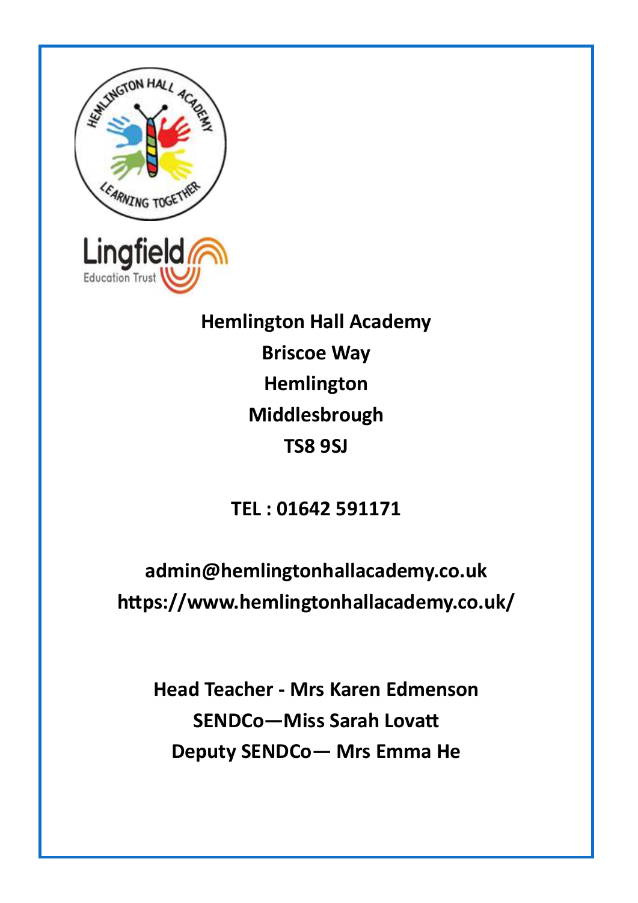**Hemlington Hall Academy**

**Briscoe Way**

**Hemlington**

**Middlesbrough**

**TS8 9SJ**

**TEL : 01642 591171**

**admin@hemlingtonhallacademy.co.uk**

**https://www.hemlingtonhallacademy.co.uk/**

**Head Teacher - Mrs Karen Edmenson**

**SENDCo—Miss Sarah Lovatt**

**Deputy SENDCo— Mrs Emma He**